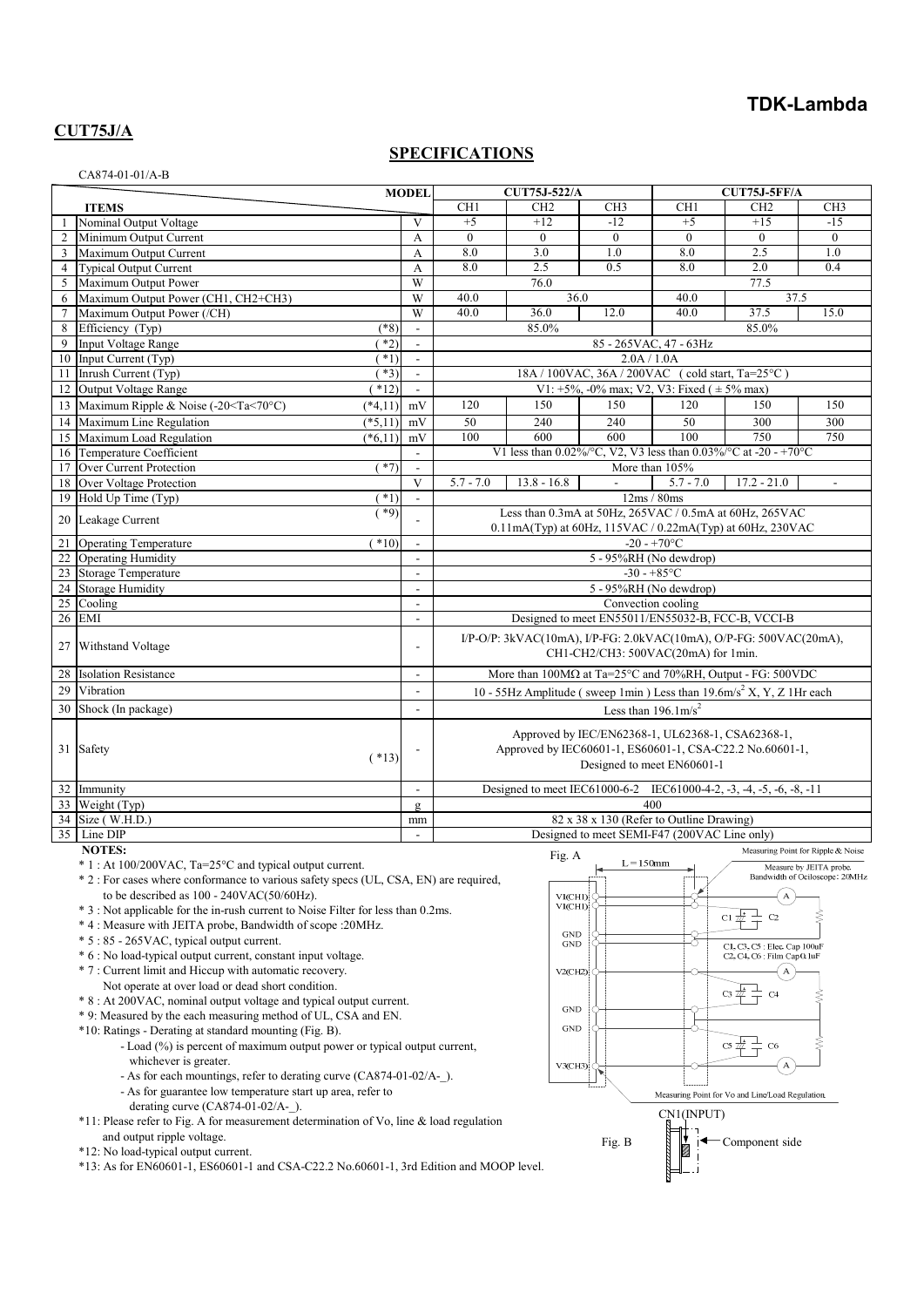**TDK-Lambda**

## CUT75J/A

## SPECIFICATIONS

CA874-01-01/A-B

| | ITEMS | | MODEL | CUT75J-522/A | | | CUT75J-5FF/A | | |
|---|---|---|---|---|---|---|---|---|---|
| | | | | CH1 | CH2 | CH3 | CH1 | CH2 | CH3 |
| 1 | Nominal Output Voltage | | V | +5 | +12 | -12 | +5 | +15 | -15 |
| 2 | Minimum Output Current | | A | 0 | 0 | 0 | 0 | 0 | 0 |
| 3 | Maximum Output Current | | A | 8.0 | 3.0 | 1.0 | 8.0 | 2.5 | 1.0 |
| 4 | Typical Output Current | | A | 8.0 | 2.5 | 0.5 | 8.0 | 2.0 | 0.4 |
| 5 | Maximum Output Power | | W | 76.0 | | | 77.5 | | |
| 6 | Maximum Output Power (CH1, CH2+CH3) | | W | 40.0 | 36.0 | | 40.0 | 37.5 | |
| 7 | Maximum Output Power (/CH) | | W | 40.0 | 36.0 | 12.0 | 40.0 | 37.5 | 15.0 |
| 8 | Efficiency (Typ) | (*8) | - | 85.0% | | | 85.0% | | |
| 9 | Input Voltage Range | (*2) | - | 85 - 265VAC, 47 - 63Hz | | | | | |
| 10 | Input Current (Typ) | (*1) | - | 2.0A / 1.0A | | | | | |
| 11 | Inrush Current (Typ) | (*3) | - | 18A / 100VAC, 36A / 200VAC (cold start, Ta=25°C) | | | | | |
| 12 | Output Voltage Range | (*12) | - | V1: +5%, -0% max; V2, V3: Fixed (± 5% max) | | | | | |
| 13 | Maximum Ripple & Noise (-20<Ta<70°C) | (*4,11) | mV | 120 | 150 | 150 | 120 | 150 | 150 |
| 14 | Maximum Line Regulation | (*5,11) | mV | 50 | 240 | 240 | 50 | 300 | 300 |
| 15 | Maximum Load Regulation | (*6,11) | mV | 100 | 600 | 600 | 100 | 750 | 750 |
| 16 | Temperature Coefficient | | - | V1 less than 0.02%/°C, V2, V3 less than 0.03%/°C at -20 - +70°C | | | | | |
| 17 | Over Current Protection | (*7) | - | More than 105% | | | | | |
| 18 | Over Voltage Protection | | V | 5.7 - 7.0 | 13.8 - 16.8 | - | 5.7 - 7.0 | 17.2 - 21.0 | - |
| 19 | Hold Up Time (Typ) | (*1) | - | 12ms / 80ms | | | | | |
| 20 | Leakage Current | (*9) | - | Less than 0.3mA at 50Hz, 265VAC / 0.5mA at 60Hz, 265VAC<br>0.11mA(Typ) at 60Hz, 115VAC / 0.22mA(Typ) at 60Hz, 230VAC | | | | | |
| 21 | Operating Temperature | (*10) | - | -20 - +70°C | | | | | |
| 22 | Operating Humidity | | - | 5 - 95%RH (No dewdrop) | | | | | |
| 23 | Storage Temperature | | - | -30 - +85°C | | | | | |
| 24 | Storage Humidity | | - | 5 - 95%RH (No dewdrop) | | | | | |
| 25 | Cooling | | - | Convection cooling | | | | | |
| 26 | EMI | | - | Designed to meet EN55011/EN55032-B, FCC-B, VCCI-B | | | | | |
| 27 | Withstand Voltage | | - | I/P-O/P: 3kVAC(10mA), I/P-FG: 2.0kVAC(10mA), O/P-FG: 500VAC(20mA),<br>CH1-CH2/CH3: 500VAC(20mA) for 1min. | | | | | |
| 28 | Isolation Resistance | | - | More than 100MΩ at Ta=25°C and 70%RH, Output - FG: 500VDC | | | | | |
| 29 | Vibration | | - | 10 - 55Hz Amplitude ( sweep 1min ) Less than 19.6m/s$^2$ X, Y, Z 1Hr each | | | | | |
| 30 | Shock (In package) | | - | Less than 196.1m/s$^2$ | | | | | |
| 31 | Safety | (*13) | - | Approved by IEC/EN62368-1, UL62368-1, CSA62368-1,<br>Approved by IEC60601-1, ES60601-1, CSA-C22.2 No.60601-1,<br>Designed to meet EN60601-1 | | | | | |
| 32 | Immunity | | - | Designed to meet IEC61000-6-2 IEC61000-4-2, -3, -4, -5, -6, -8, -11 | | | | | |
| 33 | Weight (Typ) | | g | 400 | | | | | |
| 34 | Size ( W.H.D.) | | mm | 82 x 38 x 130 (Refer to Outline Drawing) | | | | | |
| 35 | Line DIP | | - | Designed to meet SEMI-F47 (200VAC Line only) | | | | | |

**NOTES:**

- \* 1 : At 100/200VAC, Ta=25°C and typical output current.
- \* 2 : For cases where conformance to various safety specs (UL, CSA, EN) are required, to be described as 100 - 240VAC(50/60Hz).
- \* 3 : Not applicable for the in-rush current to Noise Filter for less than 0.2ms.
- \* 4 : Measure with JEITA probe, Bandwidth of scope :20MHz.
- \* 5 : 85 - 265VAC, typical output current.
- \* 6 : No load-typical output current, constant input voltage.
- \* 7 : Current limit and Hiccup with automatic recovery. Not operate at over load or dead short condition.
- \* 8 : At 200VAC, nominal output voltage and typical output current.
- \* 9: Measured by the each measuring method of UL, CSA and EN.
- \*10: Ratings - Derating at standard mounting (Fig. B).
  - Load (%) is percent of maximum output power or typical output current, whichever is greater.
  - As for each mountings, refer to derating curve (CA874-01-02/A-_).
  - As for guarantee low temperature start up area, refer to derating curve (CA874-01-02/A-_).
- \*11: Please refer to Fig. A for measurement determination of Vo, line & load regulation and output ripple voltage.
- \*12: No load-typical output current.
- \*13: As for EN60601-1, ES60601-1 and CSA-C22.2 No.60601-1, 3rd Edition and MOOP level.

Fig. A

L = 150mm

V1(CH1), V1(CH1), GND, GND, V2(CH2), GND, GND, V3(CH3)

Measuring Point for Ripple & Noise
Measure by JEITA probe.
Bandwidth of Oscilloscope: 20MHz

C1, C3, C5 : Elec. Cap 100uF
C2, C4, C6 : Film Cap 0.1uF

Measuring Point for Vo and Line/Load Regulation.

Fig. B

CN1(INPUT)

Component side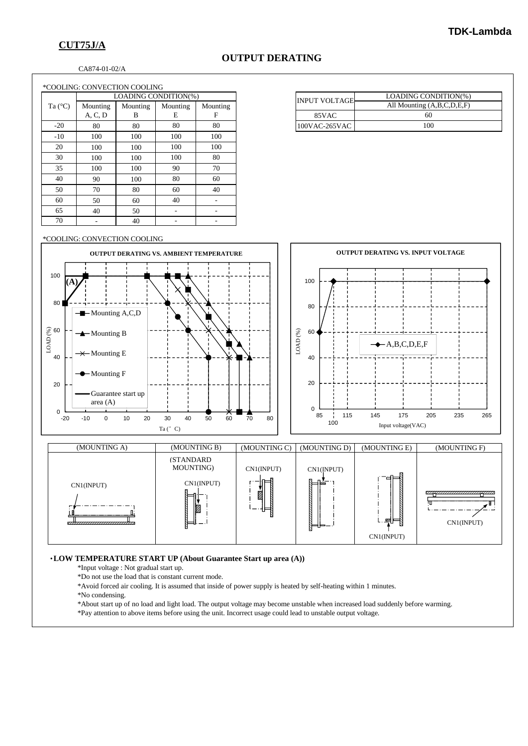**CUT75J/A**

## OUTPUT DERATING

CA874-01-02/A

*COOLING: CONVECTION COOLING

| Ta (°C) | LOADING CONDITION(%) | | | |
|---|---|---|---|---|
| | Mounting A, C, D | Mounting B | Mounting E | Mounting F |
| -20 | 80 | 80 | 80 | 80 |
| -10 | 100 | 100 | 100 | 100 |
| 20 | 100 | 100 | 100 | 100 |
| 30 | 100 | 100 | 100 | 80 |
| 35 | 100 | 100 | 90 | 70 |
| 40 | 90 | 100 | 80 | 60 |
| 50 | 70 | 80 | 60 | 40 |
| 60 | 50 | 60 | 40 | - |
| 65 | 40 | 50 | - | - |
| 70 | - | 40 | - | - |

| INPUT VOLTAGE | LOADING CONDITION(%) |
|---|---|
| | All Mounting (A,B,C,D,E,F) |
| 85VAC | 60 |
| 100VAC-265VAC | 100 |

*COOLING: CONVECTION COOLING

OUTPUT DERATING VS. AMBIENT TEMPERATURE

LOAD (%)

Ta (°C)

(A)

Mounting A,C,D

Mounting B

Mounting E

Mounting F

Guarantee start up area (A)

OUTPUT DERATING VS. INPUT VOLTAGE

LOAD (%)

Input voltage(VAC)

A,B,C,D,E,F

| (MOUNTING A) | (MOUNTING B) | (MOUNTING C) | (MOUNTING D) | (MOUNTING E) | (MOUNTING F) |
|---|---|---|---|---|---|
| CN1(INPUT) | (STANDARD MOUNTING) CN1(INPUT) | CN1(INPUT) | CN1(INPUT) | CN1(INPUT) | CN1(INPUT) |

**・LOW TEMPERATURE START UP (About Guarantee Start up area (A))**

*Input voltage : Not gradual start up.

*Do not use the load that is constant current mode.

*Avoid forced air cooling. It is assumed that inside of power supply is heated by self-heating within 1 minutes.

*No condensing.

*About start up of no load and light load. The output voltage may become unstable when increased load suddenly before warming.

*Pay attention to above items before using the unit. Incorrect usage could lead to unstable output voltage.